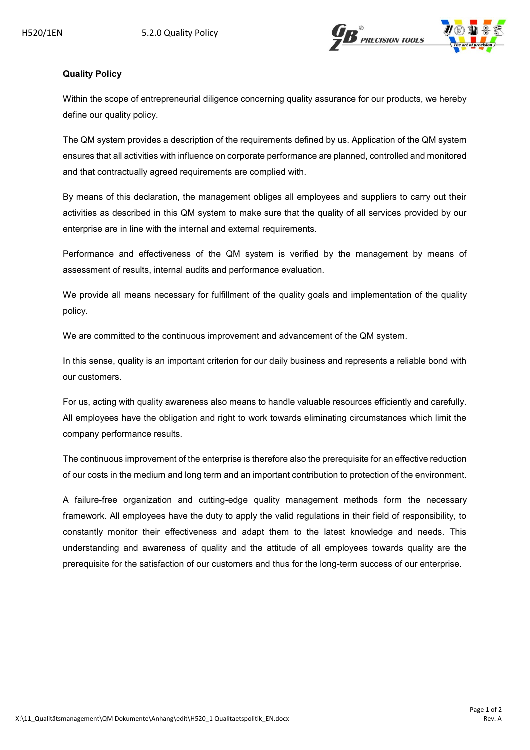## Quality Policy

Within the scope of entrepreneurial diligence concerning quality assurance for our products, we hereby define our quality policy.

The QM system provides a description of the requirements defined by us. Application of the QM system ensures that all activities with influence on corporate performance are planned, controlled and monitored and that contractually agreed requirements are complied with.

By means of this declaration, the management obliges all employees and suppliers to carry out their activities as described in this QM system to make sure that the quality of all services provided by our enterprise are in line with the internal and external requirements.

Performance and effectiveness of the QM system is verified by the management by means of assessment of results, internal audits and performance evaluation.

We provide all means necessary for fulfillment of the quality goals and implementation of the quality policy.

We are committed to the continuous improvement and advancement of the QM system.

In this sense, quality is an important criterion for our daily business and represents a reliable bond with our customers.

For us, acting with quality awareness also means to handle valuable resources efficiently and carefully. All employees have the obligation and right to work towards eliminating circumstances which limit the company performance results.

The continuous improvement of the enterprise is therefore also the prerequisite for an effective reduction of our costs in the medium and long term and an important contribution to protection of the environment.

A failure-free organization and cutting-edge quality management methods form the necessary framework. All employees have the duty to apply the valid regulations in their field of responsibility, to constantly monitor their effectiveness and adapt them to the latest knowledge and needs. This understanding and awareness of quality and the attitude of all employees towards quality are the prerequisite for the satisfaction of our customers and thus for the long-term success of our enterprise.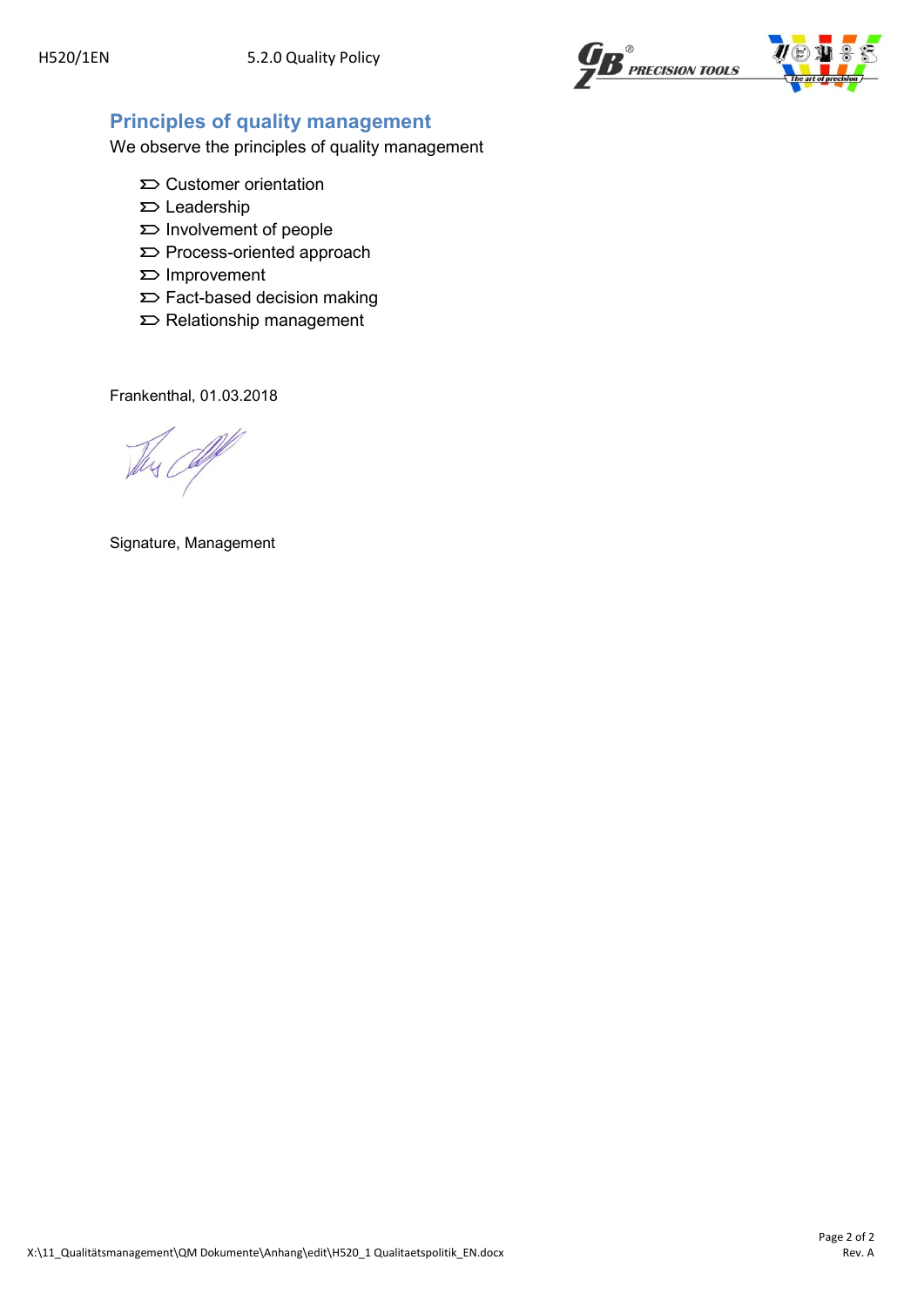## Principles of quality management

We observe the principles of quality management

- Customer orientation
- Leadership
- Involvement of people
- Process-oriented approach
- Improvement
- Fact-based decision making
- Relationship management

Frankenthal, 01.03.2018

Signature, Management